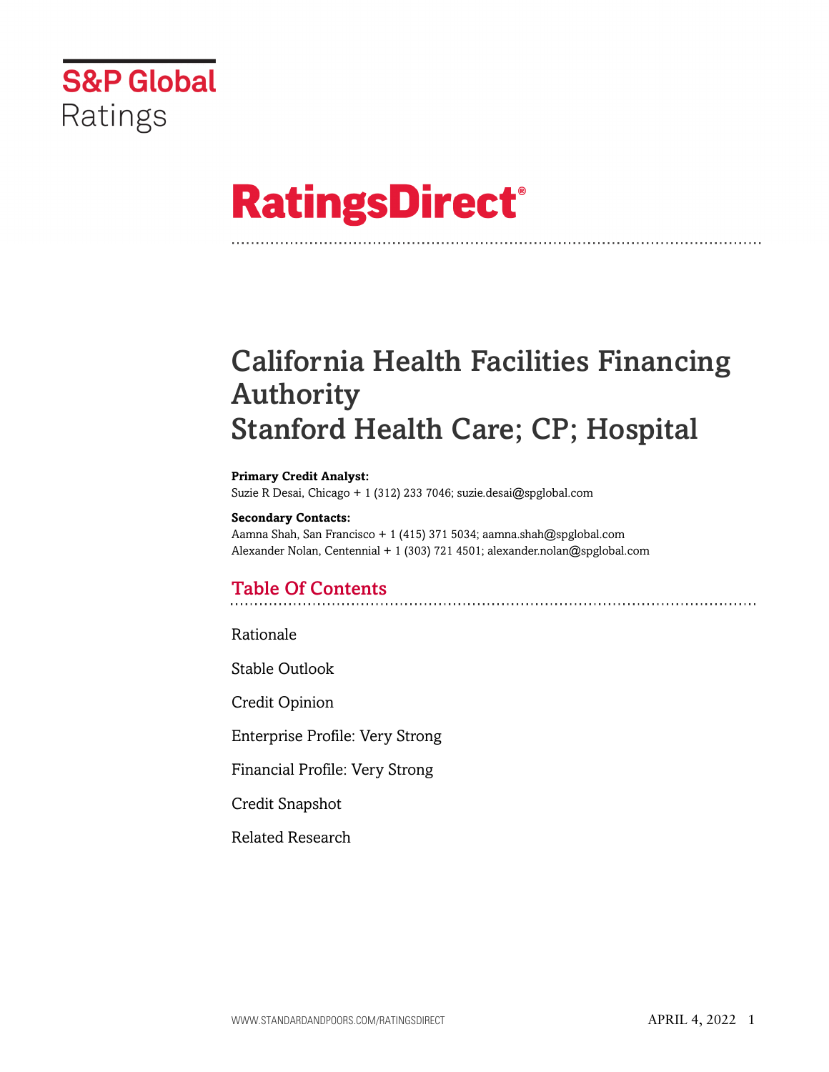S&P Global Ratings

# RatingsDirect®

# California Health Facilities Financing Authority
# Stanford Health Care; CP; Hospital

**Primary Credit Analyst:**
Suzie R Desai, Chicago + 1 (312) 233 7046; suzie.desai@spglobal.com

**Secondary Contacts:**
Aamna Shah, San Francisco + 1 (415) 371 5034; aamna.shah@spglobal.com
Alexander Nolan, Centennial + 1 (303) 721 4501; alexander.nolan@spglobal.com

## Table Of Contents

Rationale

Stable Outlook

Credit Opinion

Enterprise Profile: Very Strong

Financial Profile: Very Strong

Credit Snapshot

Related Research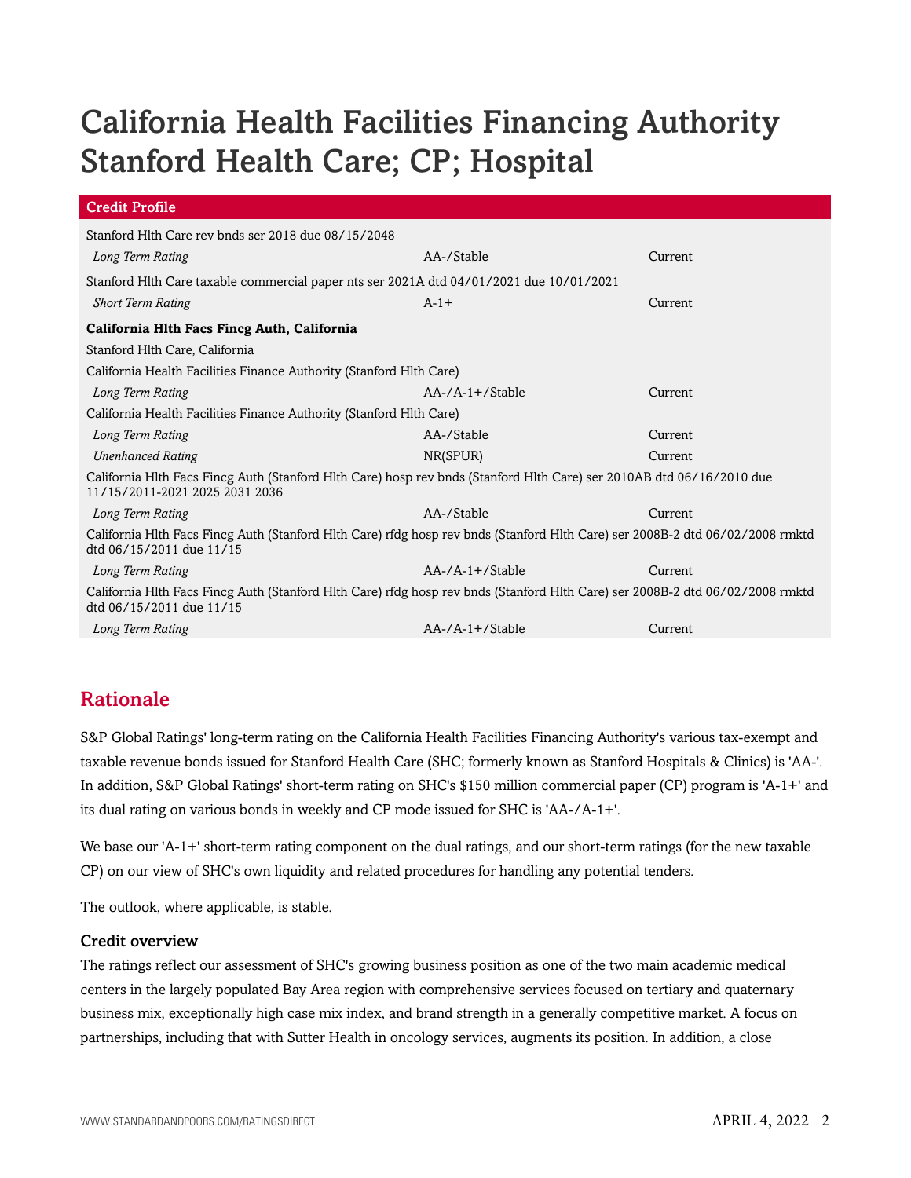# California Health Facilities Financing Authority Stanford Health Care; CP; Hospital

| Credit Profile | | |
|---|---|---|
| Stanford Hlth Care rev bnds ser 2018 due 08/15/2048 | | |
| *Long Term Rating* | AA-/Stable | Current |
| Stanford Hlth Care taxable commercial paper nts ser 2021A dtd 04/01/2021 due 10/01/2021 | | |
| *Short Term Rating* | A-1+ | Current |
| **California Hlth Facs Fincg Auth, California** | | |
| Stanford Hlth Care, California | | |
| California Health Facilities Finance Authority (Stanford Hlth Care) | | |
| *Long Term Rating* | AA-/A-1+/Stable | Current |
| California Health Facilities Finance Authority (Stanford Hlth Care) | | |
| *Long Term Rating* | AA-/Stable | Current |
| *Unenhanced Rating* | NR(SPUR) | Current |
| California Hlth Facs Fincg Auth (Stanford Hlth Care) hosp rev bnds (Stanford Hlth Care) ser 2010AB dtd 06/16/2010 due 11/15/2011-2021 2025 2031 2036 | | |
| *Long Term Rating* | AA-/Stable | Current |
| California Hlth Facs Fincg Auth (Stanford Hlth Care) rfdg hosp rev bnds (Stanford Hlth Care) ser 2008B-2 dtd 06/02/2008 rmktd dtd 06/15/2011 due 11/15 | | |
| *Long Term Rating* | AA-/A-1+/Stable | Current |
| California Hlth Facs Fincg Auth (Stanford Hlth Care) rfdg hosp rev bnds (Stanford Hlth Care) ser 2008B-2 dtd 06/02/2008 rmktd dtd 06/15/2011 due 11/15 | | |
| *Long Term Rating* | AA-/A-1+/Stable | Current |

## Rationale

S&P Global Ratings' long-term rating on the California Health Facilities Financing Authority's various tax-exempt and taxable revenue bonds issued for Stanford Health Care (SHC; formerly known as Stanford Hospitals & Clinics) is 'AA-'. In addition, S&P Global Ratings' short-term rating on SHC's $150 million commercial paper (CP) program is 'A-1+' and its dual rating on various bonds in weekly and CP mode issued for SHC is 'AA-/A-1+'.

We base our 'A-1+' short-term rating component on the dual ratings, and our short-term ratings (for the new taxable CP) on our view of SHC's own liquidity and related procedures for handling any potential tenders.

The outlook, where applicable, is stable.

### Credit overview

The ratings reflect our assessment of SHC's growing business position as one of the two main academic medical centers in the largely populated Bay Area region with comprehensive services focused on tertiary and quaternary business mix, exceptionally high case mix index, and brand strength in a generally competitive market. A focus on partnerships, including that with Sutter Health in oncology services, augments its position. In addition, a close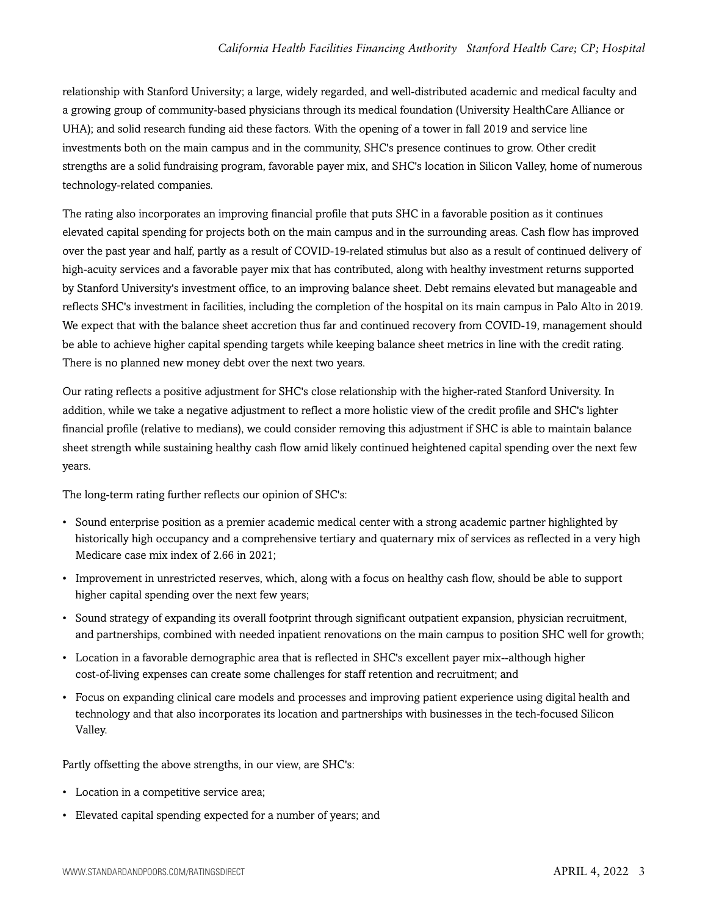relationship with Stanford University; a large, widely regarded, and well-distributed academic and medical faculty and a growing group of community-based physicians through its medical foundation (University HealthCare Alliance or UHA); and solid research funding aid these factors. With the opening of a tower in fall 2019 and service line investments both on the main campus and in the community, SHC's presence continues to grow. Other credit strengths are a solid fundraising program, favorable payer mix, and SHC's location in Silicon Valley, home of numerous technology-related companies.

The rating also incorporates an improving financial profile that puts SHC in a favorable position as it continues elevated capital spending for projects both on the main campus and in the surrounding areas. Cash flow has improved over the past year and half, partly as a result of COVID-19-related stimulus but also as a result of continued delivery of high-acuity services and a favorable payer mix that has contributed, along with healthy investment returns supported by Stanford University's investment office, to an improving balance sheet. Debt remains elevated but manageable and reflects SHC's investment in facilities, including the completion of the hospital on its main campus in Palo Alto in 2019. We expect that with the balance sheet accretion thus far and continued recovery from COVID-19, management should be able to achieve higher capital spending targets while keeping balance sheet metrics in line with the credit rating. There is no planned new money debt over the next two years.

Our rating reflects a positive adjustment for SHC's close relationship with the higher-rated Stanford University. In addition, while we take a negative adjustment to reflect a more holistic view of the credit profile and SHC's lighter financial profile (relative to medians), we could consider removing this adjustment if SHC is able to maintain balance sheet strength while sustaining healthy cash flow amid likely continued heightened capital spending over the next few years.

The long-term rating further reflects our opinion of SHC's:

- Sound enterprise position as a premier academic medical center with a strong academic partner highlighted by historically high occupancy and a comprehensive tertiary and quaternary mix of services as reflected in a very high Medicare case mix index of 2.66 in 2021;
- Improvement in unrestricted reserves, which, along with a focus on healthy cash flow, should be able to support higher capital spending over the next few years;
- Sound strategy of expanding its overall footprint through significant outpatient expansion, physician recruitment, and partnerships, combined with needed inpatient renovations on the main campus to position SHC well for growth;
- Location in a favorable demographic area that is reflected in SHC's excellent payer mix--although higher cost-of-living expenses can create some challenges for staff retention and recruitment; and
- Focus on expanding clinical care models and processes and improving patient experience using digital health and technology and that also incorporates its location and partnerships with businesses in the tech-focused Silicon Valley.

Partly offsetting the above strengths, in our view, are SHC's:

- Location in a competitive service area;
- Elevated capital spending expected for a number of years; and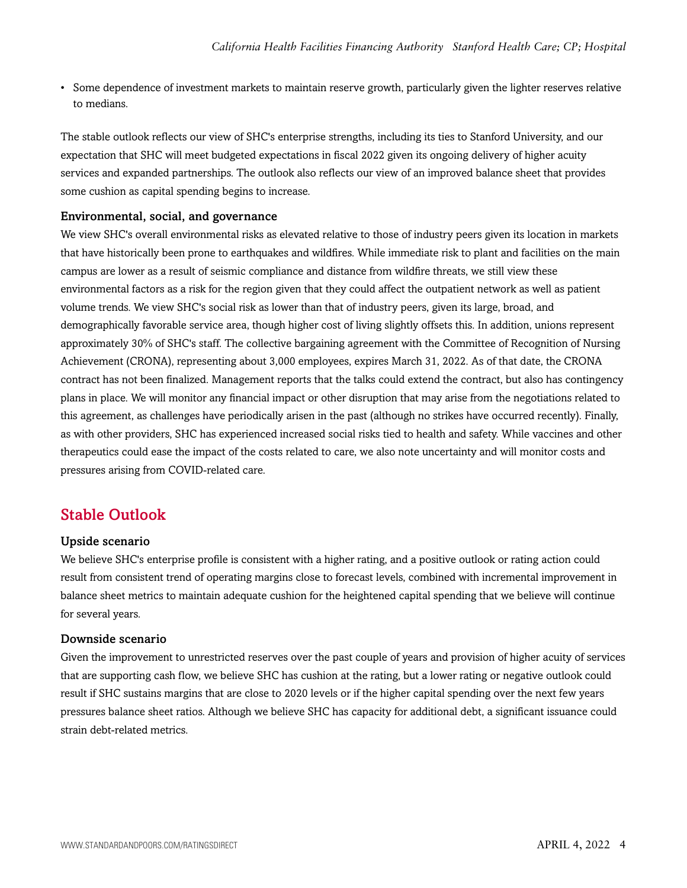- Some dependence of investment markets to maintain reserve growth, particularly given the lighter reserves relative to medians.

The stable outlook reflects our view of SHC's enterprise strengths, including its ties to Stanford University, and our expectation that SHC will meet budgeted expectations in fiscal 2022 given its ongoing delivery of higher acuity services and expanded partnerships. The outlook also reflects our view of an improved balance sheet that provides some cushion as capital spending begins to increase.

### Environmental, social, and governance

We view SHC's overall environmental risks as elevated relative to those of industry peers given its location in markets that have historically been prone to earthquakes and wildfires. While immediate risk to plant and facilities on the main campus are lower as a result of seismic compliance and distance from wildfire threats, we still view these environmental factors as a risk for the region given that they could affect the outpatient network as well as patient volume trends. We view SHC's social risk as lower than that of industry peers, given its large, broad, and demographically favorable service area, though higher cost of living slightly offsets this. In addition, unions represent approximately 30% of SHC's staff. The collective bargaining agreement with the Committee of Recognition of Nursing Achievement (CRONA), representing about 3,000 employees, expires March 31, 2022. As of that date, the CRONA contract has not been finalized. Management reports that the talks could extend the contract, but also has contingency plans in place. We will monitor any financial impact or other disruption that may arise from the negotiations related to this agreement, as challenges have periodically arisen in the past (although no strikes have occurred recently). Finally, as with other providers, SHC has experienced increased social risks tied to health and safety. While vaccines and other therapeutics could ease the impact of the costs related to care, we also note uncertainty and will monitor costs and pressures arising from COVID-related care.

## Stable Outlook

### Upside scenario

We believe SHC's enterprise profile is consistent with a higher rating, and a positive outlook or rating action could result from consistent trend of operating margins close to forecast levels, combined with incremental improvement in balance sheet metrics to maintain adequate cushion for the heightened capital spending that we believe will continue for several years.

### Downside scenario

Given the improvement to unrestricted reserves over the past couple of years and provision of higher acuity of services that are supporting cash flow, we believe SHC has cushion at the rating, but a lower rating or negative outlook could result if SHC sustains margins that are close to 2020 levels or if the higher capital spending over the next few years pressures balance sheet ratios. Although we believe SHC has capacity for additional debt, a significant issuance could strain debt-related metrics.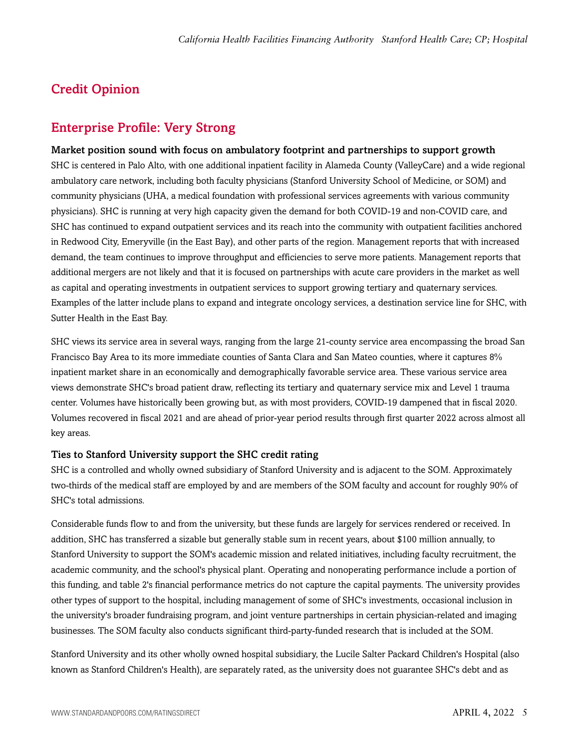## Credit Opinion

## Enterprise Profile: Very Strong

### Market position sound with focus on ambulatory footprint and partnerships to support growth

SHC is centered in Palo Alto, with one additional inpatient facility in Alameda County (ValleyCare) and a wide regional ambulatory care network, including both faculty physicians (Stanford University School of Medicine, or SOM) and community physicians (UHA, a medical foundation with professional services agreements with various community physicians). SHC is running at very high capacity given the demand for both COVID-19 and non-COVID care, and SHC has continued to expand outpatient services and its reach into the community with outpatient facilities anchored in Redwood City, Emeryville (in the East Bay), and other parts of the region. Management reports that with increased demand, the team continues to improve throughput and efficiencies to serve more patients. Management reports that additional mergers are not likely and that it is focused on partnerships with acute care providers in the market as well as capital and operating investments in outpatient services to support growing tertiary and quaternary services. Examples of the latter include plans to expand and integrate oncology services, a destination service line for SHC, with Sutter Health in the East Bay.

SHC views its service area in several ways, ranging from the large 21-county service area encompassing the broad San Francisco Bay Area to its more immediate counties of Santa Clara and San Mateo counties, where it captures 8% inpatient market share in an economically and demographically favorable service area. These various service area views demonstrate SHC's broad patient draw, reflecting its tertiary and quaternary service mix and Level 1 trauma center. Volumes have historically been growing but, as with most providers, COVID-19 dampened that in fiscal 2020. Volumes recovered in fiscal 2021 and are ahead of prior-year period results through first quarter 2022 across almost all key areas.

### Ties to Stanford University support the SHC credit rating

SHC is a controlled and wholly owned subsidiary of Stanford University and is adjacent to the SOM. Approximately two-thirds of the medical staff are employed by and are members of the SOM faculty and account for roughly 90% of SHC's total admissions.

Considerable funds flow to and from the university, but these funds are largely for services rendered or received. In addition, SHC has transferred a sizable but generally stable sum in recent years, about $100 million annually, to Stanford University to support the SOM's academic mission and related initiatives, including faculty recruitment, the academic community, and the school's physical plant. Operating and nonoperating performance include a portion of this funding, and table 2's financial performance metrics do not capture the capital payments. The university provides other types of support to the hospital, including management of some of SHC's investments, occasional inclusion in the university's broader fundraising program, and joint venture partnerships in certain physician-related and imaging businesses. The SOM faculty also conducts significant third-party-funded research that is included at the SOM.

Stanford University and its other wholly owned hospital subsidiary, the Lucile Salter Packard Children's Hospital (also known as Stanford Children's Health), are separately rated, as the university does not guarantee SHC's debt and as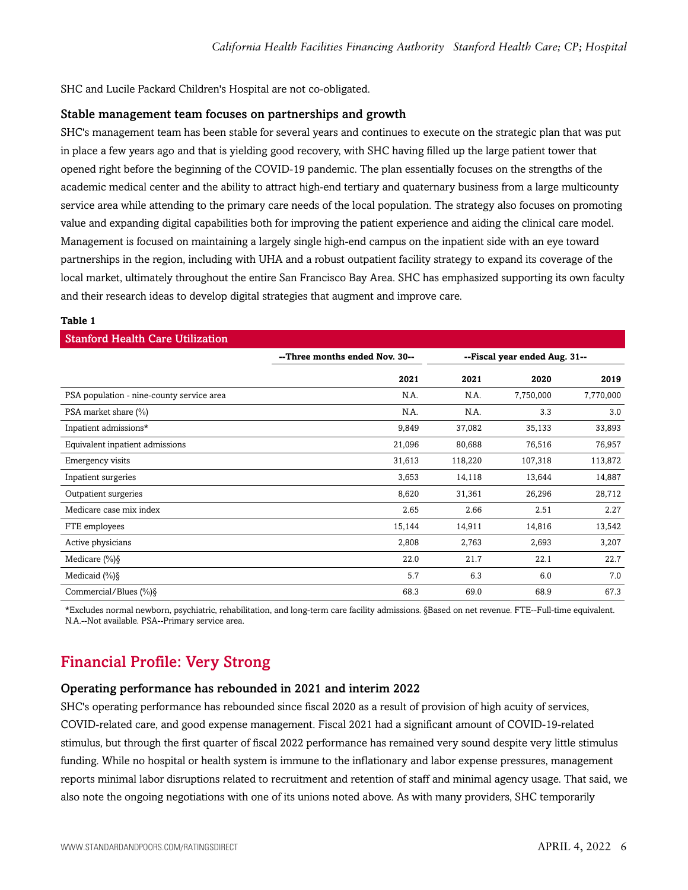SHC and Lucile Packard Children's Hospital are not co-obligated.

### Stable management team focuses on partnerships and growth

SHC's management team has been stable for several years and continues to execute on the strategic plan that was put in place a few years ago and that is yielding good recovery, with SHC having filled up the large patient tower that opened right before the beginning of the COVID-19 pandemic. The plan essentially focuses on the strengths of the academic medical center and the ability to attract high-end tertiary and quaternary business from a large multicounty service area while attending to the primary care needs of the local population. The strategy also focuses on promoting value and expanding digital capabilities both for improving the patient experience and aiding the clinical care model. Management is focused on maintaining a largely single high-end campus on the inpatient side with an eye toward partnerships in the region, including with UHA and a robust outpatient facility strategy to expand its coverage of the local market, ultimately throughout the entire San Francisco Bay Area. SHC has emphasized supporting its own faculty and their research ideas to develop digital strategies that augment and improve care.

**Table 1**

**Stanford Health Care Utilization**

| | --Three months ended Nov. 30-- | --Fiscal year ended Aug. 31-- | | |
|---|---|---|---|---|
| | 2021 | 2021 | 2020 | 2019 |
| PSA population - nine-county service area | N.A. | N.A. | 7,750,000 | 7,770,000 |
| PSA market share (%) | N.A. | N.A. | 3.3 | 3.0 |
| Inpatient admissions* | 9,849 | 37,082 | 35,133 | 33,893 |
| Equivalent inpatient admissions | 21,096 | 80,688 | 76,516 | 76,957 |
| Emergency visits | 31,613 | 118,220 | 107,318 | 113,872 |
| Inpatient surgeries | 3,653 | 14,118 | 13,644 | 14,887 |
| Outpatient surgeries | 8,620 | 31,361 | 26,296 | 28,712 |
| Medicare case mix index | 2.65 | 2.66 | 2.51 | 2.27 |
| FTE employees | 15,144 | 14,911 | 14,816 | 13,542 |
| Active physicians | 2,808 | 2,763 | 2,693 | 3,207 |
| Medicare (%)§ | 22.0 | 21.7 | 22.1 | 22.7 |
| Medicaid (%)§ | 5.7 | 6.3 | 6.0 | 7.0 |
| Commercial/Blues (%)§ | 68.3 | 69.0 | 68.9 | 67.3 |

*Excludes normal newborn, psychiatric, rehabilitation, and long-term care facility admissions. §Based on net revenue. FTE--Full-time equivalent. N.A.--Not available. PSA--Primary service area.

## Financial Profile: Very Strong

### Operating performance has rebounded in 2021 and interim 2022

SHC's operating performance has rebounded since fiscal 2020 as a result of provision of high acuity of services, COVID-related care, and good expense management. Fiscal 2021 had a significant amount of COVID-19-related stimulus, but through the first quarter of fiscal 2022 performance has remained very sound despite very little stimulus funding. While no hospital or health system is immune to the inflationary and labor expense pressures, management reports minimal labor disruptions related to recruitment and retention of staff and minimal agency usage. That said, we also note the ongoing negotiations with one of its unions noted above. As with many providers, SHC temporarily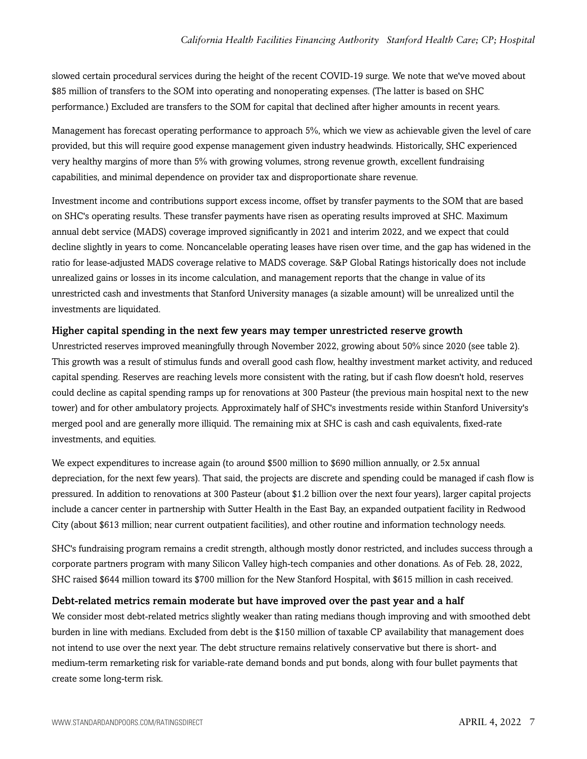slowed certain procedural services during the height of the recent COVID-19 surge. We note that we've moved about $85 million of transfers to the SOM into operating and nonoperating expenses. (The latter is based on SHC performance.) Excluded are transfers to the SOM for capital that declined after higher amounts in recent years.

Management has forecast operating performance to approach 5%, which we view as achievable given the level of care provided, but this will require good expense management given industry headwinds. Historically, SHC experienced very healthy margins of more than 5% with growing volumes, strong revenue growth, excellent fundraising capabilities, and minimal dependence on provider tax and disproportionate share revenue.

Investment income and contributions support excess income, offset by transfer payments to the SOM that are based on SHC's operating results. These transfer payments have risen as operating results improved at SHC. Maximum annual debt service (MADS) coverage improved significantly in 2021 and interim 2022, and we expect that could decline slightly in years to come. Noncancelable operating leases have risen over time, and the gap has widened in the ratio for lease-adjusted MADS coverage relative to MADS coverage. S&P Global Ratings historically does not include unrealized gains or losses in its income calculation, and management reports that the change in value of its unrestricted cash and investments that Stanford University manages (a sizable amount) will be unrealized until the investments are liquidated.

### Higher capital spending in the next few years may temper unrestricted reserve growth

Unrestricted reserves improved meaningfully through November 2022, growing about 50% since 2020 (see table 2). This growth was a result of stimulus funds and overall good cash flow, healthy investment market activity, and reduced capital spending. Reserves are reaching levels more consistent with the rating, but if cash flow doesn't hold, reserves could decline as capital spending ramps up for renovations at 300 Pasteur (the previous main hospital next to the new tower) and for other ambulatory projects. Approximately half of SHC's investments reside within Stanford University's merged pool and are generally more illiquid. The remaining mix at SHC is cash and cash equivalents, fixed-rate investments, and equities.

We expect expenditures to increase again (to around $500 million to $690 million annually, or 2.5x annual depreciation, for the next few years). That said, the projects are discrete and spending could be managed if cash flow is pressured. In addition to renovations at 300 Pasteur (about $1.2 billion over the next four years), larger capital projects include a cancer center in partnership with Sutter Health in the East Bay, an expanded outpatient facility in Redwood City (about $613 million; near current outpatient facilities), and other routine and information technology needs.

SHC's fundraising program remains a credit strength, although mostly donor restricted, and includes success through a corporate partners program with many Silicon Valley high-tech companies and other donations. As of Feb. 28, 2022, SHC raised $644 million toward its $700 million for the New Stanford Hospital, with $615 million in cash received.

### Debt-related metrics remain moderate but have improved over the past year and a half

We consider most debt-related metrics slightly weaker than rating medians though improving and with smoothed debt burden in line with medians. Excluded from debt is the $150 million of taxable CP availability that management does not intend to use over the next year. The debt structure remains relatively conservative but there is short- and medium-term remarketing risk for variable-rate demand bonds and put bonds, along with four bullet payments that create some long-term risk.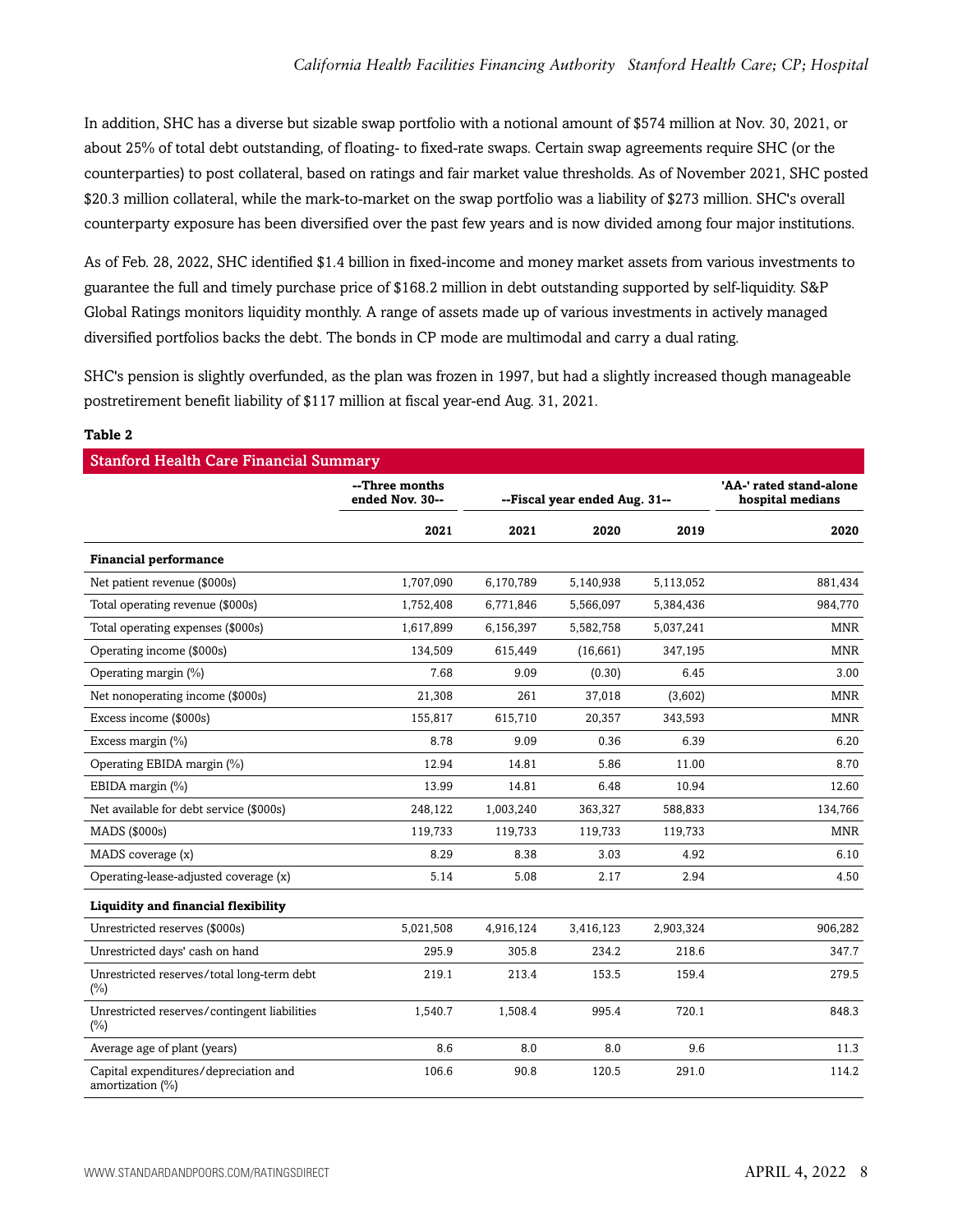In addition, SHC has a diverse but sizable swap portfolio with a notional amount of $574 million at Nov. 30, 2021, or about 25% of total debt outstanding, of floating- to fixed-rate swaps. Certain swap agreements require SHC (or the counterparties) to post collateral, based on ratings and fair market value thresholds. As of November 2021, SHC posted $20.3 million collateral, while the mark-to-market on the swap portfolio was a liability of $273 million. SHC's overall counterparty exposure has been diversified over the past few years and is now divided among four major institutions.

As of Feb. 28, 2022, SHC identified $1.4 billion in fixed-income and money market assets from various investments to guarantee the full and timely purchase price of $168.2 million in debt outstanding supported by self-liquidity. S&P Global Ratings monitors liquidity monthly. A range of assets made up of various investments in actively managed diversified portfolios backs the debt. The bonds in CP mode are multimodal and carry a dual rating.

SHC's pension is slightly overfunded, as the plan was frozen in 1997, but had a slightly increased though manageable postretirement benefit liability of $117 million at fiscal year-end Aug. 31, 2021.

**Table 2**

**Stanford Health Care Financial Summary**

| | --Three months ended Nov. 30-- | --Fiscal year ended Aug. 31-- | | | 'AA-' rated stand-alone hospital medians |
|---|---|---|---|---|---|
| | 2021 | 2021 | 2020 | 2019 | 2020 |
| **Financial performance** | | | | | |
| Net patient revenue ($000s) | 1,707,090 | 6,170,789 | 5,140,938 | 5,113,052 | 881,434 |
| Total operating revenue ($000s) | 1,752,408 | 6,771,846 | 5,566,097 | 5,384,436 | 984,770 |
| Total operating expenses ($000s) | 1,617,899 | 6,156,397 | 5,582,758 | 5,037,241 | MNR |
| Operating income ($000s) | 134,509 | 615,449 | (16,661) | 347,195 | MNR |
| Operating margin (%) | 7.68 | 9.09 | (0.30) | 6.45 | 3.00 |
| Net nonoperating income ($000s) | 21,308 | 261 | 37,018 | (3,602) | MNR |
| Excess income ($000s) | 155,817 | 615,710 | 20,357 | 343,593 | MNR |
| Excess margin (%) | 8.78 | 9.09 | 0.36 | 6.39 | 6.20 |
| Operating EBIDA margin (%) | 12.94 | 14.81 | 5.86 | 11.00 | 8.70 |
| EBIDA margin (%) | 13.99 | 14.81 | 6.48 | 10.94 | 12.60 |
| Net available for debt service ($000s) | 248,122 | 1,003,240 | 363,327 | 588,833 | 134,766 |
| MADS ($000s) | 119,733 | 119,733 | 119,733 | 119,733 | MNR |
| MADS coverage (x) | 8.29 | 8.38 | 3.03 | 4.92 | 6.10 |
| Operating-lease-adjusted coverage (x) | 5.14 | 5.08 | 2.17 | 2.94 | 4.50 |
| **Liquidity and financial flexibility** | | | | | |
| Unrestricted reserves ($000s) | 5,021,508 | 4,916,124 | 3,416,123 | 2,903,324 | 906,282 |
| Unrestricted days' cash on hand | 295.9 | 305.8 | 234.2 | 218.6 | 347.7 |
| Unrestricted reserves/total long-term debt (%) | 219.1 | 213.4 | 153.5 | 159.4 | 279.5 |
| Unrestricted reserves/contingent liabilities (%) | 1,540.7 | 1,508.4 | 995.4 | 720.1 | 848.3 |
| Average age of plant (years) | 8.6 | 8.0 | 8.0 | 9.6 | 11.3 |
| Capital expenditures/depreciation and amortization (%) | 106.6 | 90.8 | 120.5 | 291.0 | 114.2 |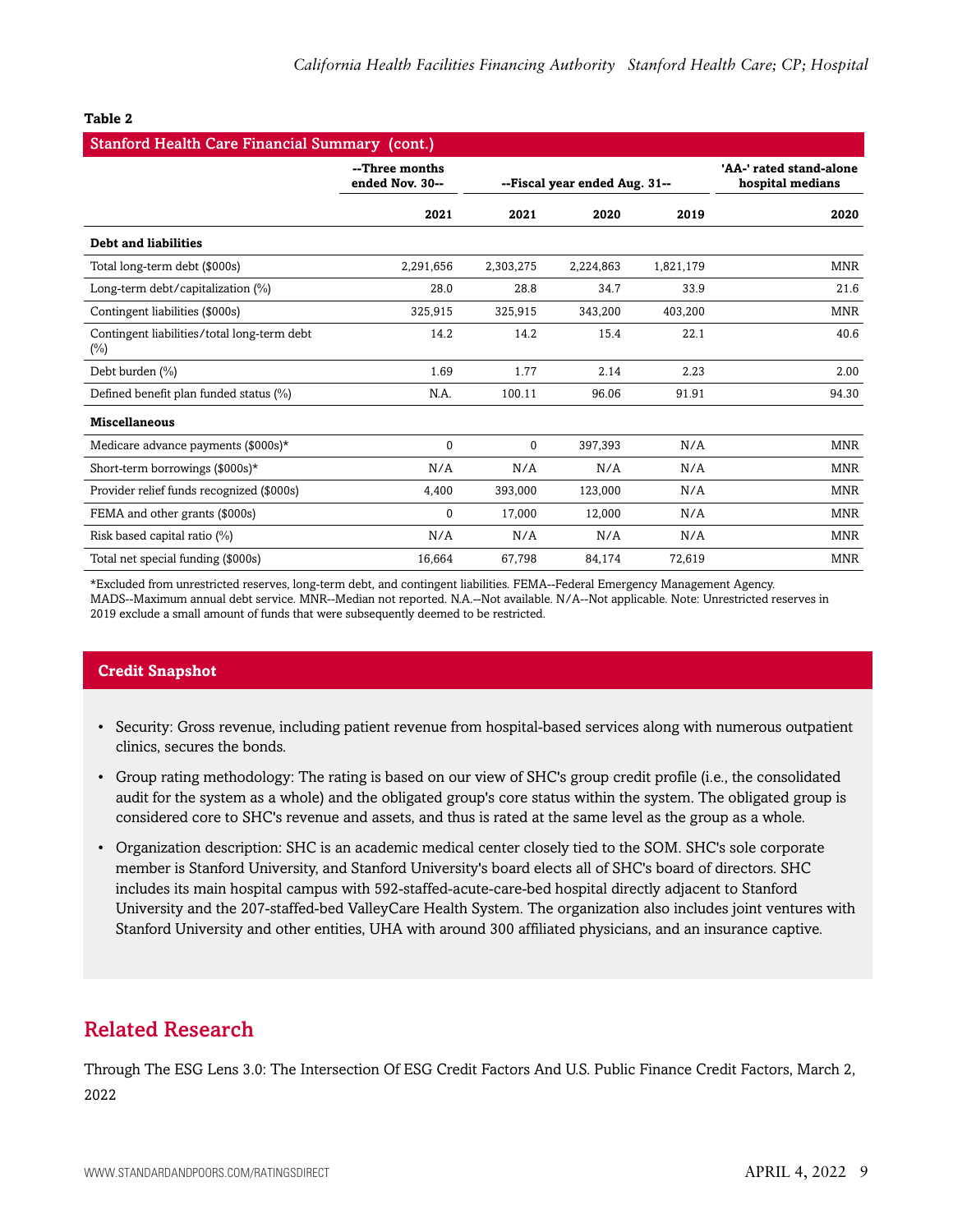**Table 2**

| Stanford Health Care Financial Summary (cont.) | | | | | |
|---|---|---|---|---|---|
| | --Three months ended Nov. 30-- | --Fiscal year ended Aug. 31-- | | | 'AA-' rated stand-alone hospital medians |
| | 2021 | 2021 | 2020 | 2019 | 2020 |
| **Debt and liabilities** | | | | | |
| Total long-term debt ($000s) | 2,291,656 | 2,303,275 | 2,224,863 | 1,821,179 | MNR |
| Long-term debt/capitalization (%) | 28.0 | 28.8 | 34.7 | 33.9 | 21.6 |
| Contingent liabilities ($000s) | 325,915 | 325,915 | 343,200 | 403,200 | MNR |
| Contingent liabilities/total long-term debt (%) | 14.2 | 14.2 | 15.4 | 22.1 | 40.6 |
| Debt burden (%) | 1.69 | 1.77 | 2.14 | 2.23 | 2.00 |
| Defined benefit plan funded status (%) | N.A. | 100.11 | 96.06 | 91.91 | 94.30 |
| **Miscellaneous** | | | | | |
| Medicare advance payments ($000s)* | 0 | 0 | 397,393 | N/A | MNR |
| Short-term borrowings ($000s)* | N/A | N/A | N/A | N/A | MNR |
| Provider relief funds recognized ($000s) | 4,400 | 393,000 | 123,000 | N/A | MNR |
| FEMA and other grants ($000s) | 0 | 17,000 | 12,000 | N/A | MNR |
| Risk based capital ratio (%) | N/A | N/A | N/A | N/A | MNR |
| Total net special funding ($000s) | 16,664 | 67,798 | 84,174 | 72,619 | MNR |

*Excluded from unrestricted reserves, long-term debt, and contingent liabilities. FEMA--Federal Emergency Management Agency. MADS--Maximum annual debt service. MNR--Median not reported. N.A.--Not available. N/A--Not applicable. Note: Unrestricted reserves in 2019 exclude a small amount of funds that were subsequently deemed to be restricted.

## Credit Snapshot

- Security: Gross revenue, including patient revenue from hospital-based services along with numerous outpatient clinics, secures the bonds.
- Group rating methodology: The rating is based on our view of SHC's group credit profile (i.e., the consolidated audit for the system as a whole) and the obligated group's core status within the system. The obligated group is considered core to SHC's revenue and assets, and thus is rated at the same level as the group as a whole.
- Organization description: SHC is an academic medical center closely tied to the SOM. SHC's sole corporate member is Stanford University, and Stanford University's board elects all of SHC's board of directors. SHC includes its main hospital campus with 592-staffed-acute-care-bed hospital directly adjacent to Stanford University and the 207-staffed-bed ValleyCare Health System. The organization also includes joint ventures with Stanford University and other entities, UHA with around 300 affiliated physicians, and an insurance captive.

## Related Research

Through The ESG Lens 3.0: The Intersection Of ESG Credit Factors And U.S. Public Finance Credit Factors, March 2, 2022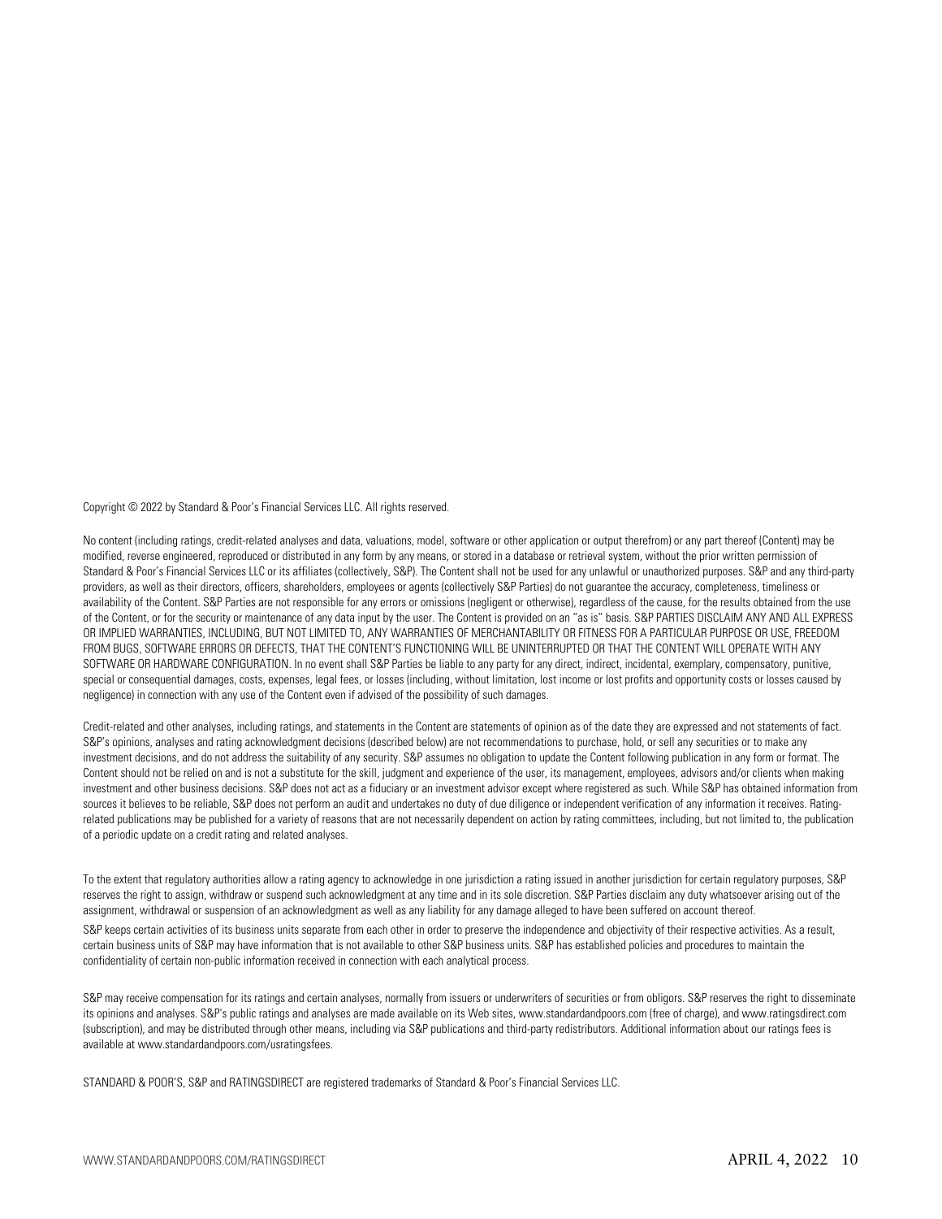Copyright © 2022 by Standard & Poor's Financial Services LLC. All rights reserved.

No content (including ratings, credit-related analyses and data, valuations, model, software or other application or output therefrom) or any part thereof (Content) may be modified, reverse engineered, reproduced or distributed in any form by any means, or stored in a database or retrieval system, without the prior written permission of Standard & Poor's Financial Services LLC or its affiliates (collectively, S&P). The Content shall not be used for any unlawful or unauthorized purposes. S&P and any third-party providers, as well as their directors, officers, shareholders, employees or agents (collectively S&P Parties) do not guarantee the accuracy, completeness, timeliness or availability of the Content. S&P Parties are not responsible for any errors or omissions (negligent or otherwise), regardless of the cause, for the results obtained from the use of the Content, or for the security or maintenance of any data input by the user. The Content is provided on an "as is" basis. S&P PARTIES DISCLAIM ANY AND ALL EXPRESS OR IMPLIED WARRANTIES, INCLUDING, BUT NOT LIMITED TO, ANY WARRANTIES OF MERCHANTABILITY OR FITNESS FOR A PARTICULAR PURPOSE OR USE, FREEDOM FROM BUGS, SOFTWARE ERRORS OR DEFECTS, THAT THE CONTENT'S FUNCTIONING WILL BE UNINTERRUPTED OR THAT THE CONTENT WILL OPERATE WITH ANY SOFTWARE OR HARDWARE CONFIGURATION. In no event shall S&P Parties be liable to any party for any direct, indirect, incidental, exemplary, compensatory, punitive, special or consequential damages, costs, expenses, legal fees, or losses (including, without limitation, lost income or lost profits and opportunity costs or losses caused by negligence) in connection with any use of the Content even if advised of the possibility of such damages.

Credit-related and other analyses, including ratings, and statements in the Content are statements of opinion as of the date they are expressed and not statements of fact. S&P's opinions, analyses and rating acknowledgment decisions (described below) are not recommendations to purchase, hold, or sell any securities or to make any investment decisions, and do not address the suitability of any security. S&P assumes no obligation to update the Content following publication in any form or format. The Content should not be relied on and is not a substitute for the skill, judgment and experience of the user, its management, employees, advisors and/or clients when making investment and other business decisions. S&P does not act as a fiduciary or an investment advisor except where registered as such. While S&P has obtained information from sources it believes to be reliable, S&P does not perform an audit and undertakes no duty of due diligence or independent verification of any information it receives. Rating-related publications may be published for a variety of reasons that are not necessarily dependent on action by rating committees, including, but not limited to, the publication of a periodic update on a credit rating and related analyses.

To the extent that regulatory authorities allow a rating agency to acknowledge in one jurisdiction a rating issued in another jurisdiction for certain regulatory purposes, S&P reserves the right to assign, withdraw or suspend such acknowledgment at any time and in its sole discretion. S&P Parties disclaim any duty whatsoever arising out of the assignment, withdrawal or suspension of an acknowledgment as well as any liability for any damage alleged to have been suffered on account thereof.

S&P keeps certain activities of its business units separate from each other in order to preserve the independence and objectivity of their respective activities. As a result, certain business units of S&P may have information that is not available to other S&P business units. S&P has established policies and procedures to maintain the confidentiality of certain non-public information received in connection with each analytical process.

S&P may receive compensation for its ratings and certain analyses, normally from issuers or underwriters of securities or from obligors. S&P reserves the right to disseminate its opinions and analyses. S&P's public ratings and analyses are made available on its Web sites, www.standardandpoors.com (free of charge), and www.ratingsdirect.com (subscription), and may be distributed through other means, including via S&P publications and third-party redistributors. Additional information about our ratings fees is available at www.standardandpoors.com/usratingsfees.

STANDARD & POOR'S, S&P and RATINGSDIRECT are registered trademarks of Standard & Poor's Financial Services LLC.